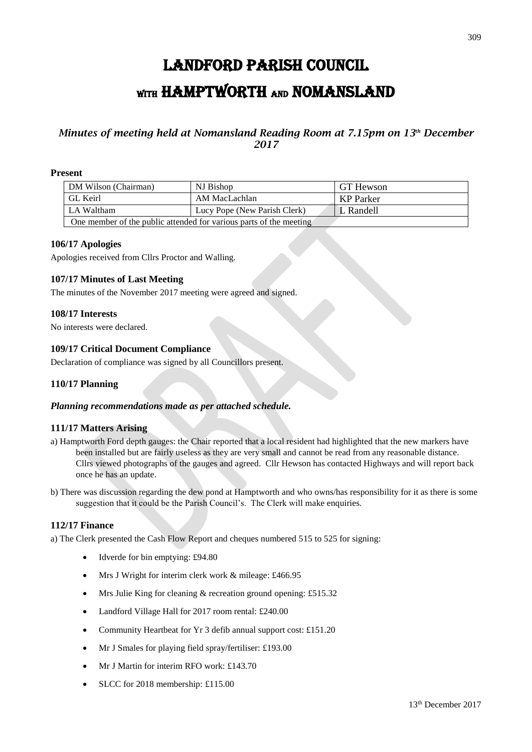# LANDFORD PARISH COUNCIL
# WITH HAMPTWORTH AND NOMANSLAND

## *Minutes of meeting held at Nomansland Reading Room at 7.15pm on 13th December 2017*

**Present**

| | | |
|---|---|---|
| DM Wilson (Chairman) | NJ Bishop | GT Hewson |
| GL Keirl | AM MacLachlan | KP Parker |
| LA Waltham | Lucy Pope (New Parish Clerk) | L Randell |
| One member of the public attended for various parts of the meeting | | |

### 106/17 Apologies

Apologies received from Cllrs Proctor and Walling.

### 107/17 Minutes of Last Meeting

The minutes of the November 2017 meeting were agreed and signed.

### 108/17 Interests

No interests were declared.

### 109/17 Critical Document Compliance

Declaration of compliance was signed by all Councillors present.

### 110/17 Planning

***Planning recommendations made as per attached schedule.***

### 111/17 Matters Arising

a) Hamptworth Ford depth gauges: the Chair reported that a local resident had highlighted that the new markers have been installed but are fairly useless as they are very small and cannot be read from any reasonable distance. Cllrs viewed photographs of the gauges and agreed. Cllr Hewson has contacted Highways and will report back once he has an update.

b) There was discussion regarding the dew pond at Hamptworth and who owns/has responsibility for it as there is some suggestion that it could be the Parish Council's. The Clerk will make enquiries.

### 112/17 Finance

a) The Clerk presented the Cash Flow Report and cheques numbered 515 to 525 for signing:

- Idverde for bin emptying: £94.80
- Mrs J Wright for interim clerk work & mileage: £466.95
- Mrs Julie King for cleaning & recreation ground opening: £515.32
- Landford Village Hall for 2017 room rental: £240.00
- Community Heartbeat for Yr 3 defib annual support cost: £151.20
- Mr J Smales for playing field spray/fertiliser: £193.00
- Mr J Martin for interim RFO work: £143.70
- SLCC for 2018 membership: £115.00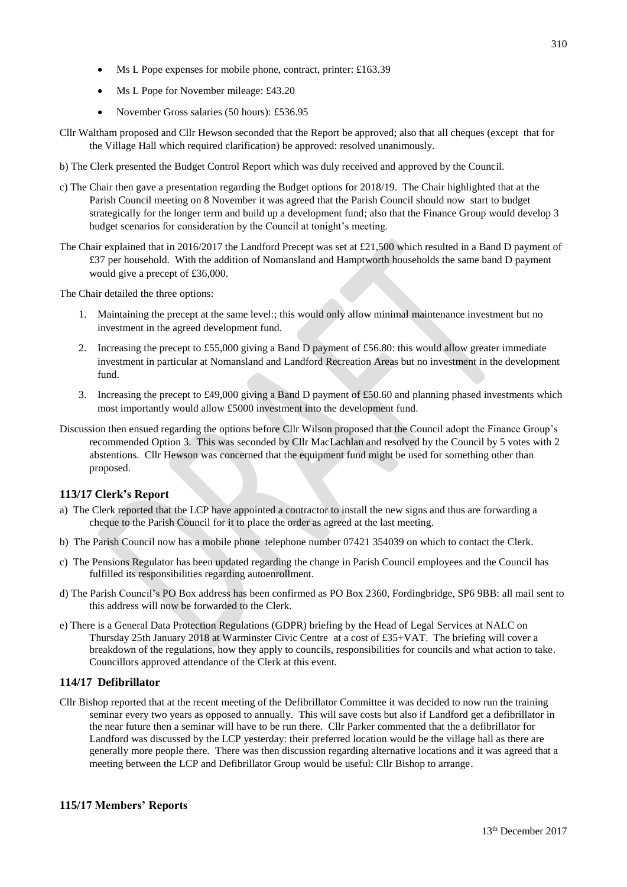- Ms L Pope expenses for mobile phone, contract, printer: £163.39
- Ms L Pope for November mileage: £43.20
- November Gross salaries (50 hours): £536.95

Cllr Waltham proposed and Cllr Hewson seconded that the Report be approved; also that all cheques (except that for the Village Hall which required clarification) be approved: resolved unanimously.

b) The Clerk presented the Budget Control Report which was duly received and approved by the Council.

c) The Chair then gave a presentation regarding the Budget options for 2018/19. The Chair highlighted that at the Parish Council meeting on 8 November it was agreed that the Parish Council should now start to budget strategically for the longer term and build up a development fund; also that the Finance Group would develop 3 budget scenarios for consideration by the Council at tonight's meeting.

The Chair explained that in 2016/2017 the Landford Precept was set at £21,500 which resulted in a Band D payment of £37 per household. With the addition of Nomansland and Hamptworth households the same band D payment would give a precept of £36,000.

The Chair detailed the three options:

1. Maintaining the precept at the same level:; this would only allow minimal maintenance investment but no investment in the agreed development fund.
2. Increasing the precept to £55,000 giving a Band D payment of £56.80: this would allow greater immediate investment in particular at Nomansland and Landford Recreation Areas but no investment in the development fund.
3. Increasing the precept to £49,000 giving a Band D payment of £50.60 and planning phased investments which most importantly would allow £5000 investment into the development fund.

Discussion then ensued regarding the options before Cllr Wilson proposed that the Council adopt the Finance Group's recommended Option 3. This was seconded by Cllr MacLachlan and resolved by the Council by 5 votes with 2 abstentions. Cllr Hewson was concerned that the equipment fund might be used for something other than proposed.

## 113/17 Clerk's Report

a) The Clerk reported that the LCP have appointed a contractor to install the new signs and thus are forwarding a cheque to the Parish Council for it to place the order as agreed at the last meeting.

b) The Parish Council now has a mobile phone telephone number 07421 354039 on which to contact the Clerk.

c) The Pensions Regulator has been updated regarding the change in Parish Council employees and the Council has fulfilled its responsibilities regarding autoenrollment.

d) The Parish Council's PO Box address has been confirmed as PO Box 2360, Fordingbridge, SP6 9BB: all mail sent to this address will now be forwarded to the Clerk.

e) There is a General Data Protection Regulations (GDPR) briefing by the Head of Legal Services at NALC on Thursday 25th January 2018 at Warminster Civic Centre at a cost of £35+VAT. The briefing will cover a breakdown of the regulations, how they apply to councils, responsibilities for councils and what action to take. Councillors approved attendance of the Clerk at this event.

## 114/17 Defibrillator

Cllr Bishop reported that at the recent meeting of the Defibrillator Committee it was decided to now run the training seminar every two years as opposed to annually. This will save costs but also if Landford get a defibrillator in the near future then a seminar will have to be run there. Cllr Parker commented that the a defibrillator for Landford was discussed by the LCP yesterday: their preferred location would be the village hall as there are generally more people there. There was then discussion regarding alternative locations and it was agreed that a meeting between the LCP and Defibrillator Group would be useful: Cllr Bishop to arrange.

## 115/17 Members' Reports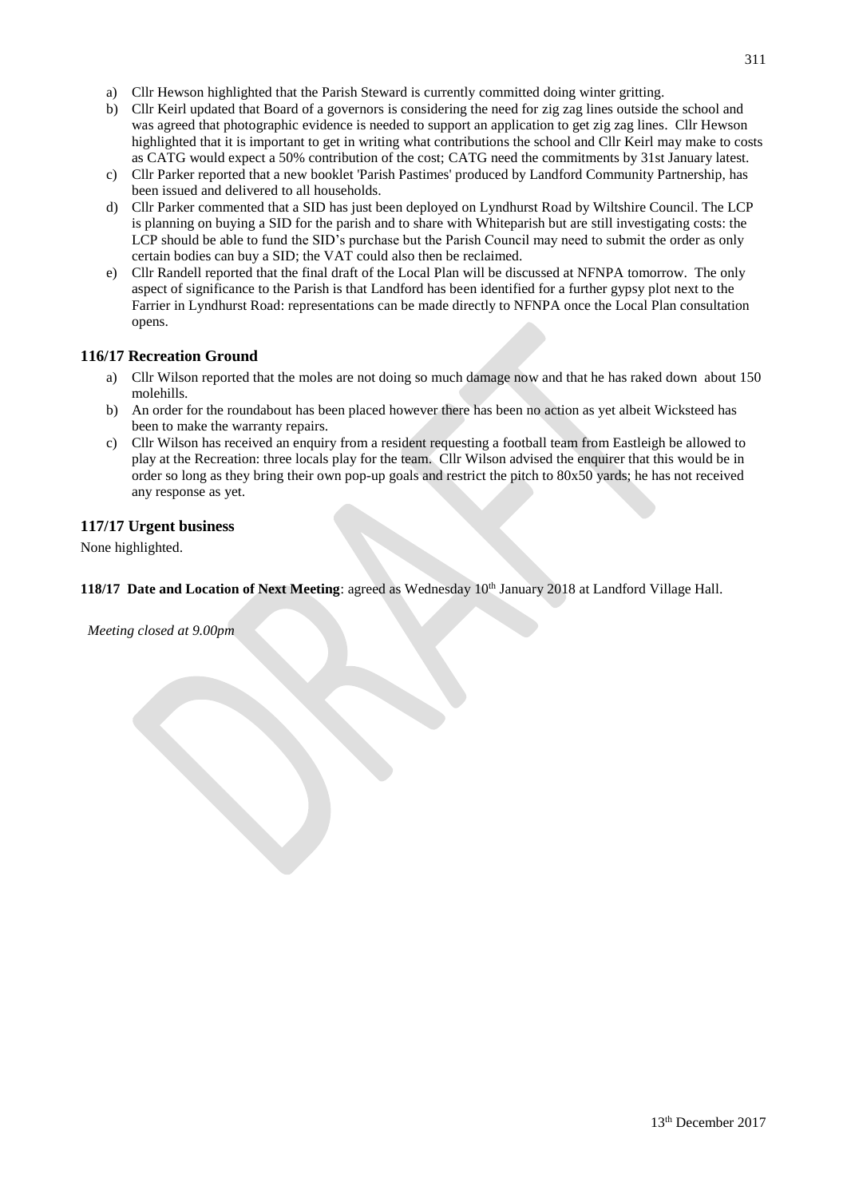a) Cllr Hewson highlighted that the Parish Steward is currently committed doing winter gritting.
b) Cllr Keirl updated that Board of a governors is considering the need for zig zag lines outside the school and was agreed that photographic evidence is needed to support an application to get zig zag lines. Cllr Hewson highlighted that it is important to get in writing what contributions the school and Cllr Keirl may make to costs as CATG would expect a 50% contribution of the cost; CATG need the commitments by 31st January latest.
c) Cllr Parker reported that a new booklet 'Parish Pastimes' produced by Landford Community Partnership, has been issued and delivered to all households.
d) Cllr Parker commented that a SID has just been deployed on Lyndhurst Road by Wiltshire Council. The LCP is planning on buying a SID for the parish and to share with Whiteparish but are still investigating costs: the LCP should be able to fund the SID's purchase but the Parish Council may need to submit the order as only certain bodies can buy a SID; the VAT could also then be reclaimed.
e) Cllr Randell reported that the final draft of the Local Plan will be discussed at NFNPA tomorrow. The only aspect of significance to the Parish is that Landford has been identified for a further gypsy plot next to the Farrier in Lyndhurst Road: representations can be made directly to NFNPA once the Local Plan consultation opens.

### 116/17 Recreation Ground

a) Cllr Wilson reported that the moles are not doing so much damage now and that he has raked down about 150 molehills.
b) An order for the roundabout has been placed however there has been no action as yet albeit Wicksteed has been to make the warranty repairs.
c) Cllr Wilson has received an enquiry from a resident requesting a football team from Eastleigh be allowed to play at the Recreation: three locals play for the team. Cllr Wilson advised the enquirer that this would be in order so long as they bring their own pop-up goals and restrict the pitch to 80x50 yards; he has not received any response as yet.

### 117/17 Urgent business

None highlighted.

**118/17 Date and Location of Next Meeting**: agreed as Wednesday 10th January 2018 at Landford Village Hall.

*Meeting closed at 9.00pm*